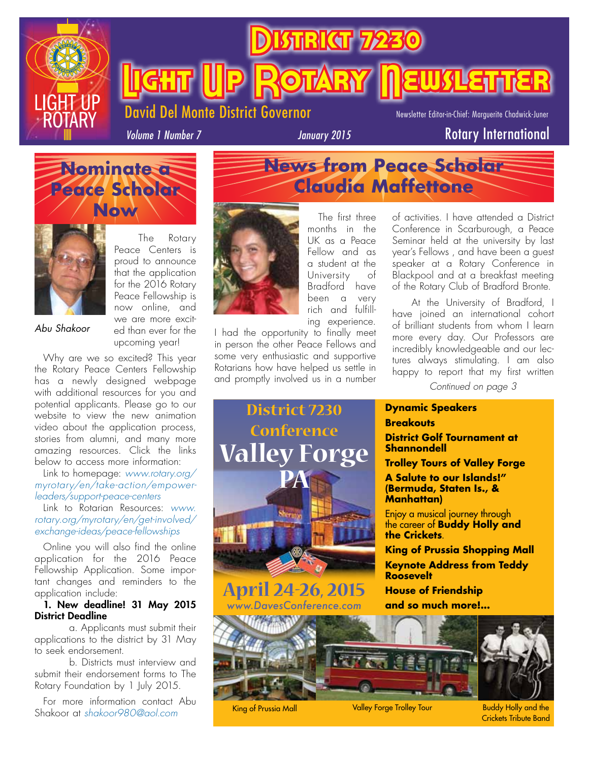# District 7230 Light Up Rotary Newsletter

David Del Monte District Governor

Newsletter Editor-in-Chief: Marguerite Chadwick-Juner

*Volume 1 Number 7* *January 2015*

Rotary International

## Nominate a Peace Scholar Now

*Abu Shakoor*

The Rotary Peace Centers is proud to announce that the application for the 2016 Rotary Peace Fellowship is now online, and we are more excited than ever for the upcoming year!

Why are we so excited? This year the Rotary Peace Centers Fellowship has a newly designed webpage with additional resources for you and potential applicants. Please go to our website to view the new animation video about the application process, stories from alumni, and many more amazing resources. Click the links below to access more information:

Link to homepage: *www.rotary.org/myrotary/en/take-action/empower-leaders/support-peace-centers*

Link to Rotarian Resources: *www.rotary.org/myrotary/en/get-involved/exchange-ideas/peace-fellowships*

Online you will also find the online application for the 2016 Peace Fellowship Application. Some important changes and reminders to the application include:

**1. New deadline! 31 May 2015 District Deadline**

a. Applicants must submit their applications to the district by 31 May to seek endorsement.

b. Districts must interview and submit their endorsement forms to The Rotary Foundation by 1 July 2015.

For more information contact Abu Shakoor at *shakoor980@aol.com*

## News from Peace Scholar Claudia Maffettone

The first three months in the UK as a Peace Fellow and as a student at the University of Bradford have been a very rich and fulfilling experience. I had the opportunity to finally meet in person the other Peace Fellows and some very enthusiastic and supportive Rotarians how have helped us settle in and promptly involved us in a number of activities. I have attended a District Conference in Scarburough, a Peace Seminar held at the university by last year's Fellows , and have been a guest speaker at a Rotary Conference in Blackpool and at a breakfast meeting of the Rotary Club of Bradford Bronte.

At the University of Bradford, I have joined an international cohort of brilliant students from whom I learn more every day. Our Professors are incredibly knowledgeable and our lectures always stimulating. I am also happy to report that my first written

*Continued on page 3*

## District 7230 Conference Valley Forge PA

**April 24-26, 2015**

*www.DavesConference.com*

**Dynamic Speakers**

**Breakouts**

**District Golf Tournament at Shannondell**

**Trolley Tours of Valley Forge**

**A Salute to our Islands!" (Bermuda, Staten Is., & Manhattan)**

Enjoy a musical journey through the career of **Buddy Holly and the Crickets**.

**King of Prussia Shopping Mall**

**Keynote Address from Teddy Roosevelt**

**House of Friendship**

**and so much more!...**

King of Prussia Mall

Valley Forge Trolley Tour

Buddy Holly and the Crickets Tribute Band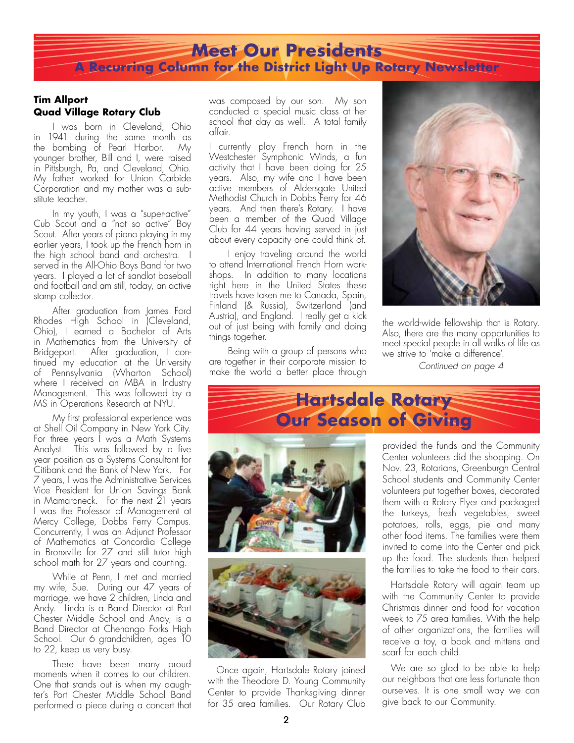# Meet Our Presidents

## A Recurring Column for the District Light Up Rotary Newsletter

**Tim Allport**
**Quad Village Rotary Club**

I was born in Cleveland, Ohio in 1941 during the same month as the bombing of Pearl Harbor. My younger brother, Bill and I, were raised in Pittsburgh, Pa, and Cleveland, Ohio. My father worked for Union Carbide Corporation and my mother was a substitute teacher.

In my youth, I was a "super-active" Cub Scout and a "not so active" Boy Scout. After years of piano playing in my earlier years, I took up the French horn in the high school band and orchestra. I served in the All-Ohio Boys Band for two years. I played a lot of sandlot baseball and football and am still, today, an active stamp collector.

After graduation from James Ford Rhodes High School in (Cleveland, Ohio), I earned a Bachelor of Arts in Mathematics from the University of Bridgeport. After graduation, I continued my education at the University of Pennsylvania (Wharton School) where I received an MBA in Industry Management. This was followed by a MS in Operations Research at NYU.

My first professional experience was at Shell Oil Company in New York City. For three years I was a Math Systems Analyst. This was followed by a five year position as a Systems Consultant for Citibank and the Bank of New York. For 7 years, I was the Administrative Services Vice President for Union Savings Bank in Mamaroneck. For the next 21 years I was the Professor of Management at Mercy College, Dobbs Ferry Campus. Concurrently, I was an Adjunct Professor of Mathematics at Concordia College in Bronxville for 27 and still tutor high school math for 27 years and counting.

While at Penn, I met and married my wife, Sue. During our 47 years of marriage, we have 2 children, Linda and Andy. Linda is a Band Director at Port Chester Middle School and Andy, is a Band Director at Chenango Forks High School. Our 6 grandchildren, ages 10 to 22, keep us very busy.

There have been many proud moments when it comes to our children. One that stands out is when my daughter's Port Chester Middle School Band performed a piece during a concert that was composed by our son. My son conducted a special music class at her school that day as well. A total family affair.

I currently play French horn in the Westchester Symphonic Winds, a fun activity that I have been doing for 25 years. Also, my wife and I have been active members of Aldersgate United Methodist Church in Dobbs Ferry for 46 years. And then there's Rotary. I have been a member of the Quad Village Club for 44 years having served in just about every capacity one could think of.

I enjoy traveling around the world to attend International French Horn workshops. In addition to many locations right here in the United States these travels have taken me to Canada, Spain, Finland (& Russia), Switzerland (and Austria), and England. I really get a kick out of just being with family and doing things together.

Being with a group of persons who are together in their corporate mission to make the world a better place through the world-wide fellowship that is Rotary. Also, there are the many opportunities to meet special people in all walks of life as we strive to 'make a difference'.

*Continued on page 4*

# Hartsdale Rotary Our Season of Giving

Once again, Hartsdale Rotary joined with the Theodore D. Young Community Center to provide Thanksgiving dinner for 35 area families. Our Rotary Club provided the funds and the Community Center volunteers did the shopping. On Nov. 23, Rotarians, Greenburgh Central School students and Community Center volunteers put together boxes, decorated them with a Rotary Flyer and packaged the turkeys, fresh vegetables, sweet potatoes, rolls, eggs, pie and many other food items. The families were them invited to come into the Center and pick up the food. The students then helped the families to take the food to their cars.

Hartsdale Rotary will again team up with the Community Center to provide Christmas dinner and food for vacation week to 75 area families. With the help of other organizations, the families will receive a toy, a book and mittens and scarf for each child.

We are so glad to be able to help our neighbors that are less fortunate than ourselves. It is one small way we can give back to our Community.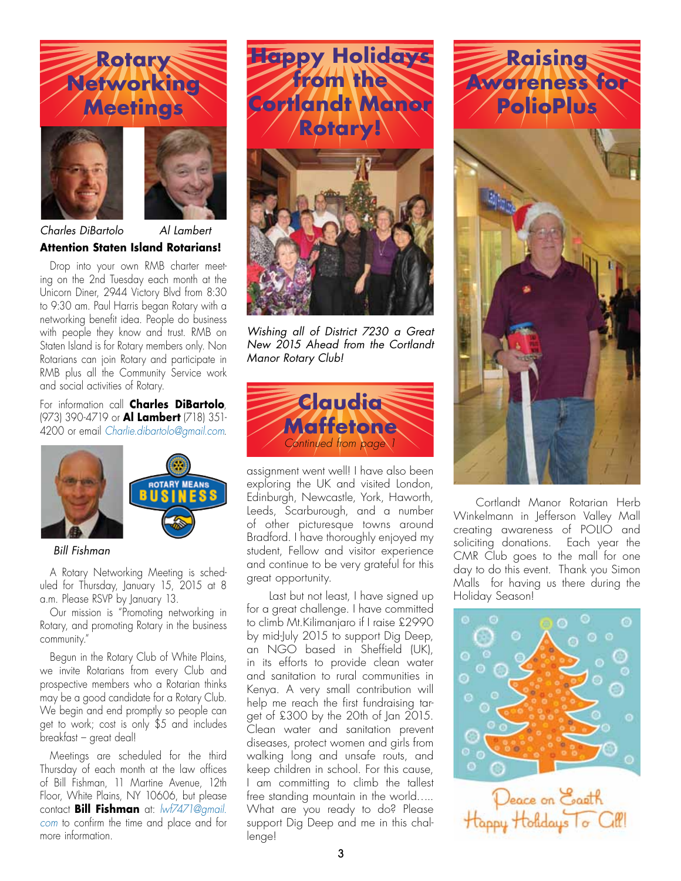# Rotary Networking Meetings

*Charles DiBartolo* *Al Lambert*

**Attention Staten Island Rotarians!**

Drop into your own RMB charter meeting on the 2nd Tuesday each month at the Unicorn Diner, 2944 Victory Blvd from 8:30 to 9:30 am. Paul Harris began Rotary with a networking benefit idea. People do business with people they know and trust. RMB on Staten Island is for Rotary members only. Non Rotarians can join Rotary and participate in RMB plus all the Community Service work and social activities of Rotary.

For information call **Charles DiBartolo**, (973) 390-4719 or **Al Lambert** (718) 351-4200 or email *Charlie.dibartolo@gmail.com*.

ROTARY MEANS BUSINESS

*Bill Fishman*

A Rotary Networking Meeting is scheduled for Thursday, January 15, 2015 at 8 a.m. Please RSVP by January 13.

Our mission is "Promoting networking in Rotary, and promoting Rotary in the business community."

Begun in the Rotary Club of White Plains, we invite Rotarians from every Club and prospective members who a Rotarian thinks may be a good candidate for a Rotary Club. We begin and end promptly so people can get to work; cost is only $5 and includes breakfast – great deal!

Meetings are scheduled for the third Thursday of each month at the law offices of Bill Fishman, 11 Martine Avenue, 12th Floor, White Plains, NY 10606, but please contact **Bill Fishman** at: *lwf7471@gmail.com* to confirm the time and place and for more information.

# Happy Holidays from the Cortlandt Manor Rotary!

*Wishing all of District 7230 a Great New 2015 Ahead from the Cortlandt Manor Rotary Club!*

# Claudia Maffetone

*Continued from page 1*

assignment went well! I have also been exploring the UK and visited London, Edinburgh, Newcastle, York, Haworth, Leeds, Scarburough, and a number of other picturesque towns around Bradford. I have thoroughly enjoyed my student, Fellow and visitor experience and continue to be very grateful for this great opportunity.

Last but not least, I have signed up for a great challenge. I have committed to climb Mt.Kilimanjaro if I raise £2990 by mid-July 2015 to support Dig Deep, an NGO based in Sheffield (UK), in its efforts to provide clean water and sanitation to rural communities in Kenya. A very small contribution will help me reach the first fundraising target of £300 by the 20th of Jan 2015. Clean water and sanitation prevent diseases, protect women and girls from walking long and unsafe routs, and keep children in school. For this cause, I am committing to climb the tallest free standing mountain in the world….. What are you ready to do? Please support Dig Deep and me in this challenge!

# Raising Awareness for PolioPlus

Cortlandt Manor Rotarian Herb Winkelmann in Jefferson Valley Mall creating awareness of POLIO and soliciting donations. Each year the CMR Club goes to the mall for one day to do this event. Thank you Simon Malls for having us there during the Holiday Season!

Peace on Earth
Happy Holidays To All!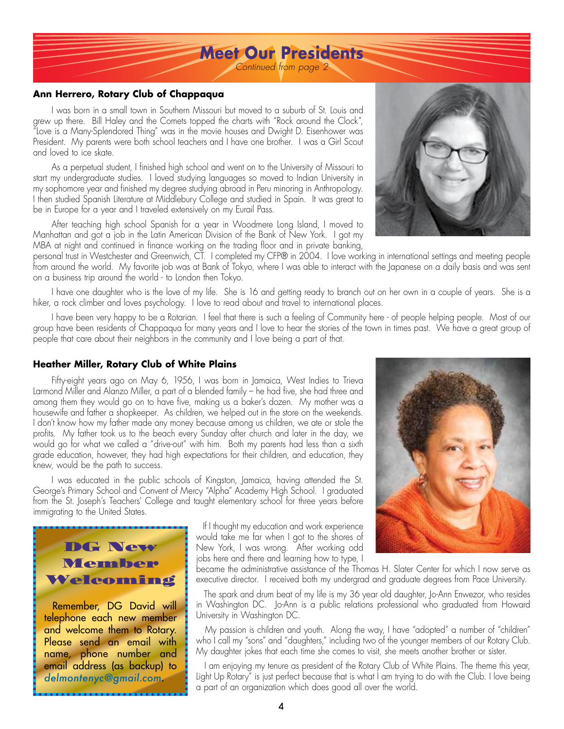# Meet Our Presidents

*Continued from page 2*

### Ann Herrero, Rotary Club of Chappaqua

I was born in a small town in Southern Missouri but moved to a suburb of St. Louis and grew up there. Bill Haley and the Comets topped the charts with "Rock around the Clock", "Love is a Many-Splendored Thing" was in the movie houses and Dwight D. Eisenhower was President. My parents were both school teachers and I have one brother. I was a Girl Scout and loved to ice skate.

As a perpetual student, I finished high school and went on to the University of Missouri to start my undergraduate studies. I loved studying languages so moved to Indian University in my sophomore year and finished my degree studying abroad in Peru minoring in Anthropology. I then studied Spanish Literature at Middlebury College and studied in Spain. It was great to be in Europe for a year and I traveled extensively on my Eurail Pass.

After teaching high school Spanish for a year in Woodmere Long Island, I moved to Manhattan and got a job in the Latin American Division of the Bank of New York. I got my MBA at night and continued in finance working on the trading floor and in private banking, personal trust in Westchester and Greenwich, CT. I completed my CFP® in 2004. I love working in international settings and meeting people from around the world. My favorite job was at Bank of Tokyo, where I was able to interact with the Japanese on a daily basis and was sent on a business trip around the world - to London then Tokyo.

I have one daughter who is the love of my life. She is 16 and getting ready to branch out on her own in a couple of years. She is a hiker, a rock climber and loves psychology. I love to read about and travel to international places.

I have been very happy to be a Rotarian. I feel that there is such a feeling of Community here - of people helping people. Most of our group have been residents of Chappaqua for many years and I love to hear the stories of the town in times past. We have a great group of people that care about their neighbors in the community and I love being a part of that.

### Heather Miller, Rotary Club of White Plains

Fifty-eight years ago on May 6, 1956, I was born in Jamaica, West Indies to Trieva Larmond Miller and Alanzo Miller, a part of a blended family – he had five, she had three and among them they would go on to have five, making us a baker's dozen. My mother was a housewife and father a shopkeeper. As children, we helped out in the store on the weekends. I don't know how my father made any money because among us children, we ate or stole the profits. My father took us to the beach every Sunday after church and later in the day, we would go for what we called a "drive-out" with him. Both my parents had less than a sixth grade education, however, they had high expectations for their children, and education, they knew, would be the path to success.

I was educated in the public schools of Kingston, Jamaica, having attended the St. George's Primary School and Convent of Mercy "Alpha" Academy High School. I graduated from the St. Joseph's Teachers' College and taught elementary school for three years before immigrating to the United States.

If I thought my education and work experience would take me far when I got to the shores of New York, I was wrong. After working odd jobs here and there and learning how to type, I became the administrative assistance of the Thomas H. Slater Center for which I now serve as executive director. I received both my undergrad and graduate degrees from Pace University.

The spark and drum beat of my life is my 36 year old daughter, Jo-Ann Enwezor, who resides in Washington DC. Jo-Ann is a public relations professional who graduated from Howard University in Washington DC.

My passion is children and youth. Along the way, I have "adopted" a number of "children" who I call my "sons" and "daughters," including two of the younger members of our Rotary Club. My daughter jokes that each time she comes to visit, she meets another brother or sister.

I am enjoying my tenure as president of the Rotary Club of White Plains. The theme this year, Light Up Rotary" is just perfect because that is what I am trying to do with the Club. I love being a part of an organization which does good all over the world.

---

## DG New Member Welcoming

Remember, DG David will telephone each new member and welcome them to Rotary. Please send an email with name, phone number and email address (as backup) to *delmontenyc@gmail.com*.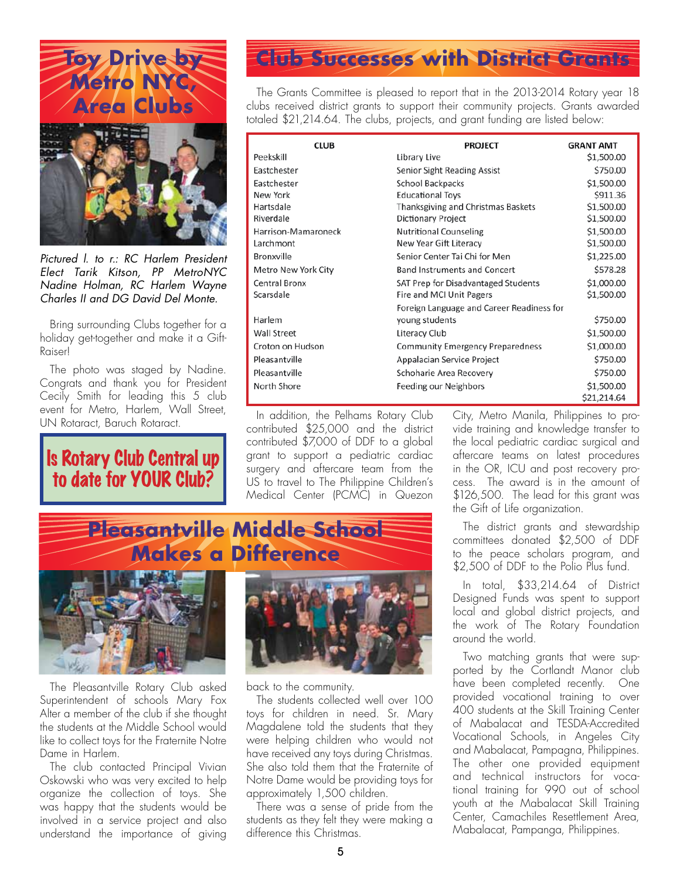# Toy Drive by Metro NYC, Area Clubs

*Pictured l. to r.: RC Harlem President Elect Tarik Kitson, PP MetroNYC Nadine Holman, RC Harlem Wayne Charles II and DG David Del Monte.*

Bring surrounding Clubs together for a holiday get-together and make it a Gift-Raiser!

The photo was staged by Nadine. Congrats and thank you for President Cecily Smith for leading this 5 club event for Metro, Harlem, Wall Street, UN Rotaract, Baruch Rotaract.

**Is Rotary Club Central up to date for YOUR Club?**

# Club Successes with District Grants

The Grants Committee is pleased to report that in the 2013-2014 Rotary year 18 clubs received district grants to support their community projects. Grants awarded totaled $21,214.64. The clubs, projects, and grant funding are listed below:

| CLUB | PROJECT | GRANT AMT |
|---|---|---|
| Peekskill | Library Live | $1,500.00 |
| Eastchester | Senior Sight Reading Assist | $750.00 |
| Eastchester | School Backpacks | $1,500.00 |
| New York | Educational Toys | $911.36 |
| Hartsdale | Thanksgiving and Christmas Baskets | $1,500.00 |
| Riverdale | Dictionary Project | $1,500.00 |
| Harrison-Mamaroneck | Nutritional Counseling | $1,500.00 |
| Larchmont | New Year Gift Literacy | $1,500.00 |
| Bronxville | Senior Center Tai Chi for Men | $1,225.00 |
| Metro New York City | Band Instruments and Concert | $578.28 |
| Central Bronx | SAT Prep for Disadvantaged Students | $1,000.00 |
| Scarsdale | Fire and MCI Unit Pagers | $1,500.00 |
| Harlem | Foreign Language and Career Readiness for young students | $750.00 |
| Wall Street | Literacy Club | $1,500.00 |
| Croton on Hudson | Community Emergency Preparedness | $1,000.00 |
| Pleasantville | Appalacian Service Project | $750.00 |
| Pleasantville | Schoharie Area Recovery | $750.00 |
| North Shore | Feeding our Neighbors | $1,500.00 |
| | | $21,214.64 |

In addition, the Pelhams Rotary Club contributed $25,000 and the district contributed $7,000 of DDF to a global grant to support a pediatric cardiac surgery and aftercare team from the US to travel to The Philippine Children's Medical Center (PCMC) in Quezon City, Metro Manila, Philippines to provide training and knowledge transfer to the local pediatric cardiac surgical and aftercare teams on latest procedures in the OR, ICU and post recovery process. The award is in the amount of $126,500. The lead for this grant was the Gift of Life organization.

The district grants and stewardship committees donated $2,500 of DDF to the peace scholars program, and $2,500 of DDF to the Polio Plus fund.

In total, $33,214.64 of District Designed Funds was spent to support local and global district projects, and the work of The Rotary Foundation around the world.

Two matching grants that were supported by the Cortlandt Manor club have been completed recently. One provided vocational training to over 400 students at the Skill Training Center of Mabalacat and TESDA-Accredited Vocational Schools, in Angeles City and Mabalacat, Pampagna, Philippines. The other one provided equipment and technical instructors for vocational training for 990 out of school youth at the Mabalacat Skill Training Center, Camachiles Resettlement Area, Mabalacat, Pampanga, Philippines.

# Pleasantville Middle School Makes a Difference

The Pleasantville Rotary Club asked Superintendent of schools Mary Fox Alter a member of the club if she thought the students at the Middle School would like to collect toys for the Fraternite Notre Dame in Harlem.

The club contacted Principal Vivian Oskowski who was very excited to help organize the collection of toys. She was happy that the students would be involved in a service project and also understand the importance of giving back to the community.

The students collected well over 100 toys for children in need. Sr. Mary Magdalene told the students that they were helping children who would not have received any toys during Christmas. She also told them that the Fraternite of Notre Dame would be providing toys for approximately 1,500 children.

There was a sense of pride from the students as they felt they were making a difference this Christmas.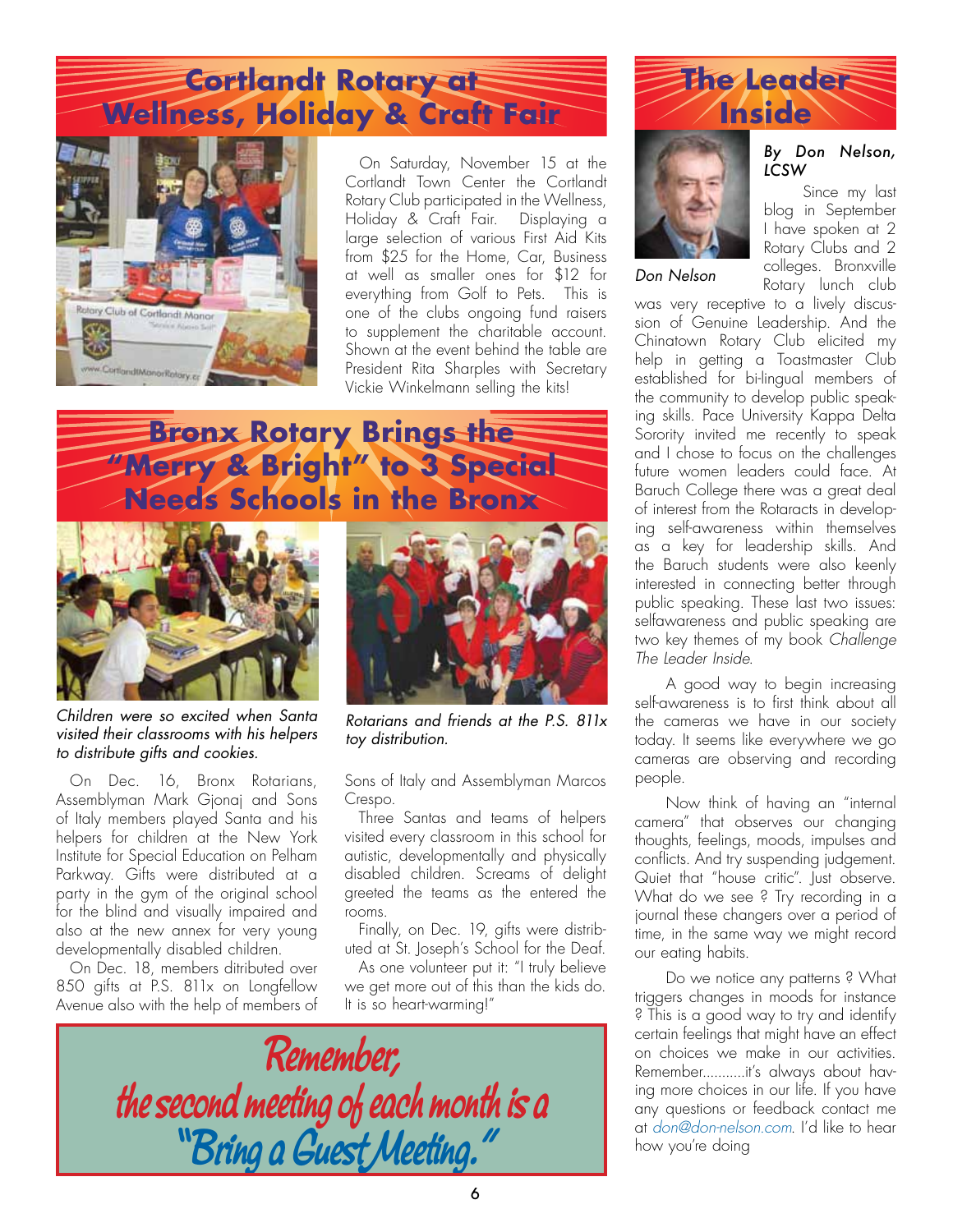## Cortlandt Rotary at Wellness, Holiday & Craft Fair

On Saturday, November 15 at the Cortlandt Town Center the Cortlandt Rotary Club participated in the Wellness, Holiday & Craft Fair. Displaying a large selection of various First Aid Kits from $25 for the Home, Car, Business at well as smaller ones for $12 for everything from Golf to Pets. This is one of the clubs ongoing fund raisers to supplement the charitable account. Shown at the event behind the table are President Rita Sharples with Secretary Vickie Winkelmann selling the kits!

## Bronx Rotary Brings the "Merry & Bright" to 3 Special Needs Schools in the Bronx

*Children were so excited when Santa visited their classrooms with his helpers to distribute gifts and cookies.*

*Rotarians and friends at the P.S. 811x toy distribution.*

On Dec. 16, Bronx Rotarians, Assemblyman Mark Gjonaj and Sons of Italy members played Santa and his helpers for children at the New York Institute for Special Education on Pelham Parkway. Gifts were distributed at a party in the gym of the original school for the blind and visually impaired and also at the new annex for very young developmentally disabled children.

On Dec. 18, members ditributed over 850 gifts at P.S. 811x on Longfellow Avenue also with the help of members of Sons of Italy and Assemblyman Marcos Crespo.

Three Santas and teams of helpers visited every classroom in this school for autistic, developmentally and physically disabled children. Screams of delight greeted the teams as the entered the rooms.

Finally, on Dec. 19, gifts were distributed at St. Joseph's School for the Deaf.

As one volunteer put it: "I truly believe we get more out of this than the kids do. It is so heart-warming!"

**Remember, the second meeting of each month is a "Bring a Guest Meeting."**

## The Leader Inside

*Don Nelson*

*By Don Nelson, LCSW*

Since my last blog in September I have spoken at 2 Rotary Clubs and 2 colleges. Bronxville Rotary lunch club was very receptive to a lively discussion of Genuine Leadership. And the Chinatown Rotary Club elicited my help in getting a Toastmaster Club established for bi-lingual members of the community to develop public speaking skills. Pace University Kappa Delta Sorority invited me recently to speak and I chose to focus on the challenges future women leaders could face. At Baruch College there was a great deal of interest from the Rotaracts in developing self-awareness within themselves as a key for leadership skills. And the Baruch students were also keenly interested in connecting better through public speaking. These last two issues: selfawareness and public speaking are two key themes of my book *Challenge The Leader Inside*.

A good way to begin increasing self-awareness is to first think about all the cameras we have in our society today. It seems like everywhere we go cameras are observing and recording people.

Now think of having an "internal camera" that observes our changing thoughts, feelings, moods, impulses and conflicts. And try suspending judgement. Quiet that "house critic". Just observe. What do we see ? Try recording in a journal these changers over a period of time, in the same way we might record our eating habits.

Do we notice any patterns ? What triggers changes in moods for instance ? This is a good way to try and identify certain feelings that might have an effect on choices we make in our activities. Remember...........it's always about having more choices in our life. If you have any questions or feedback contact me at don@don-nelson.com. I'd like to hear how you're doing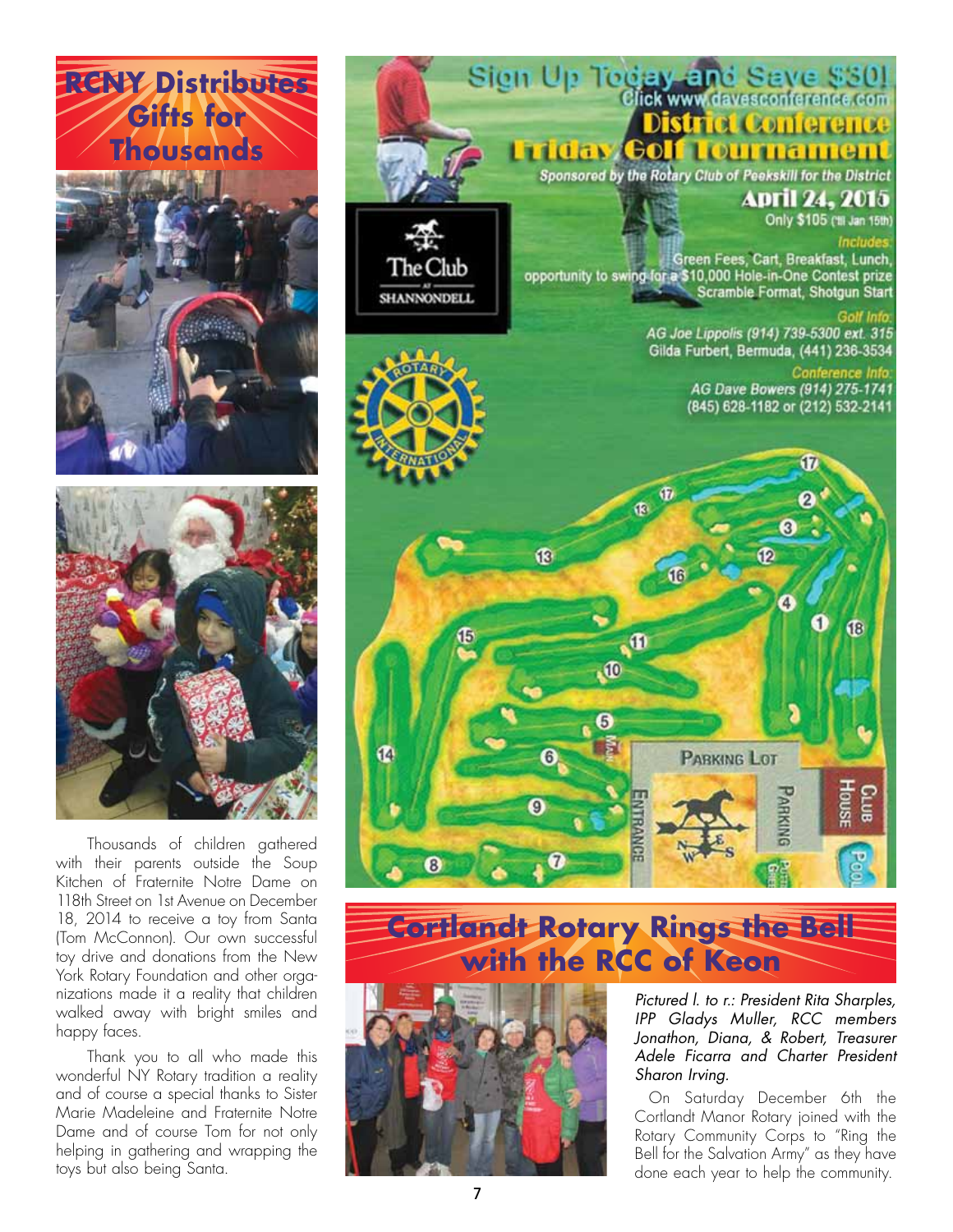# RCNY Distributes Gifts for Thousands

Thousands of children gathered with their parents outside the Soup Kitchen of Fraternite Notre Dame on 118th Street on 1st Avenue on December 18, 2014 to receive a toy from Santa (Tom McConnon). Our own successful toy drive and donations from the New York Rotary Foundation and other organizations made it a reality that children walked away with bright smiles and happy faces.

Thank you to all who made this wonderful NY Rotary tradition a reality and of course a special thanks to Sister Marie Madeleine and Fraternite Notre Dame and of course Tom for not only helping in gathering and wrapping the toys but also being Santa.

# Sign Up Today and Save $30!

Click www.davesconference.com

## District Conference Friday Golf Tournament

Sponsored by the Rotary Club of Peekskill for the District

**April 24, 2015**

Only $105 (till Jan 15th)

*Includes:*
Green Fees, Cart, Breakfast, Lunch, opportunity to swing for a $10,000 Hole-in-One Contest prize
Scramble Format, Shotgun Start

*Golf Info:*
AG Joe Lippolis (914) 739-5300 ext. 315
Gilda Furbert, Bermuda, (441) 236-3534

*Conference Info:*
AG Dave Bowers (914) 275-1741
(845) 628-1182 or (212) 532-2141

The Club at Shannondell

# Cortlandt Rotary Rings the Bell with the RCC of Keon

*Pictured l. to r.: President Rita Sharples, IPP Gladys Muller, RCC members Jonathon, Diana, & Robert, Treasurer Adele Ficarra and Charter President Sharon Irving.*

On Saturday December 6th the Cortlandt Manor Rotary joined with the Rotary Community Corps to "Ring the Bell for the Salvation Army" as they have done each year to help the community.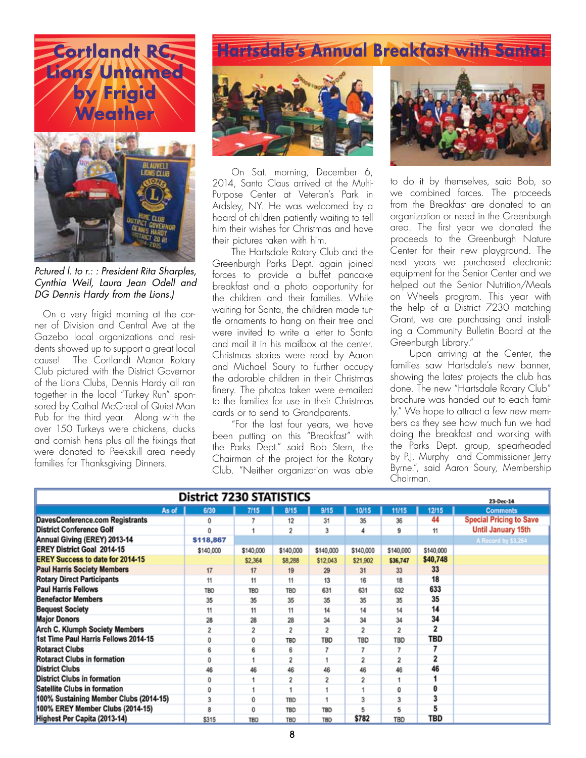# Cortlandt RC, Lions Untamed by Frigid Weather

*Pctured l. to r.: : President Rita Sharples, Cynthia Weil, Laura Jean Odell and DG Dennis Hardy from the Lions.)*

On a very frigid morning at the corner of Division and Central Ave at the Gazebo local organizations and residents showed up to support a great local cause! The Cortlandt Manor Rotary Club pictured with the District Governor of the Lions Clubs, Dennis Hardy all ran together in the local "Turkey Run" sponsored by Cathal McGreal of Quiet Man Pub for the third year. Along with the over 150 Turkeys were chickens, ducks and cornish hens plus all the fixings that were donated to Peekskill area needy families for Thanksgiving Dinners.

# Hartsdale's Annual Breakfast with Santa!

On Sat. morning, December 6, 2014, Santa Claus arrived at the Multi-Purpose Center at Veteran's Park in Ardsley, NY. He was welcomed by a hoard of children patiently waiting to tell him their wishes for Christmas and have their pictures taken with him.

The Hartsdale Rotary Club and the Greenburgh Parks Dept. again joined forces to provide a buffet pancake breakfast and a photo opportunity for the children and their families. While waiting for Santa, the children made turtle ornaments to hang on their tree and were invited to write a letter to Santa and mail it in his mailbox at the center. Christmas stories were read by Aaron and Michael Soury to further occupy the adorable children in their Christmas finery. The photos taken were e-mailed to the families for use in their Christmas cards or to send to Grandparents.

"For the last four years, we have been putting on this "Breakfast" with the Parks Dept." said Bob Stern, the Chairman of the project for the Rotary Club. "Neither organization was able to do it by themselves, said Bob, so we combined forces. The proceeds from the Breakfast are donated to an organization or need in the Greenburgh area. The first year we donated the proceeds to the Greenburgh Nature Center for their new playground. The next years we purchased electronic equipment for the Senior Center and we helped out the Senior Nutrition/Meals on Wheels program. This year with the help of a District 7230 matching Grant, we are purchasing and installing a Community Bulletin Board at the Greenburgh Library."

Upon arriving at the Center, the families saw Hartsdale's new banner, showing the latest projects the club has done. The new "Hartsdale Rotary Club" brochure was handed out to each family." We hope to attract a few new members as they see how much fun we had doing the breakfast and working with the Parks Dept. group, spearheaded by P.J. Murphy and Commissioner Jerry Byrne.", said Aaron Soury, Membership Chairman.

## District 7230 STATISTICS

23-Dec-14

| As of | 6/30 | 7/15 | 8/15 | 9/15 | 10/15 | 11/15 | 12/15 | Comments |
|---|---|---|---|---|---|---|---|---|
| DavesConference.com Registrants | 0 | 7 | 12 | 31 | 35 | 36 | 44 | Special Pricing to Save |
| District Conference Golf | 0 | 1 | 2 | 3 | 4 | 9 | 11 | Until January 15th |
| Annual Giving (EREY) 2013-14 | $118,867 | | | | | | | A Record by $3,264 |
| EREY District Goal 2014-15 | $140,000 | $140,000 | $140,000 | $140,000 | $140,000 | $140,000 | $140,000 | |
| EREY Success to date for 2014-15 | | $2,364 | $8,288 | $12,043 | $21,902 | $36,747 | $40,748 | |
| Paul Harris Society Members | 17 | 17 | 19 | 29 | 31 | 33 | 33 | |
| Rotary Direct Participants | 11 | 11 | 11 | 13 | 16 | 18 | 18 | |
| Paul Harris Fellows | TBD | TBD | TBD | 631 | 631 | 632 | 633 | |
| Benefactor Members | 35 | 35 | 35 | 35 | 35 | 35 | 35 | |
| Bequest Society | 11 | 11 | 11 | 14 | 14 | 14 | 14 | |
| Major Donors | 28 | 28 | 28 | 34 | 34 | 34 | 34 | |
| Arch C. Klumph Society Members | 2 | 2 | 2 | 2 | 2 | 2 | 2 | |
| 1st Time Paul Harris Fellows 2014-15 | 0 | 0 | TBD | TBD | TBD | TBD | TBD | |
| Rotaract Clubs | 6 | 6 | 6 | 7 | 7 | 7 | 7 | |
| Rotaract Clubs in formation | 0 | 1 | 2 | 1 | 2 | 2 | 2 | |
| District Clubs | 46 | 46 | 46 | 46 | 46 | 46 | 46 | |
| District Clubs in formation | 0 | 1 | 2 | 2 | 2 | 1 | 1 | |
| Satellite Clubs in formation | 0 | 1 | 1 | 1 | 1 | 0 | 0 | |
| 100% Sustaining Member Clubs (2014-15) | 3 | 0 | TBD | 1 | 3 | 3 | 3 | |
| 100% EREY Member Clubs (2014-15) | 8 | 0 | TBD | TBD | 5 | 5 | 5 | |
| Highest Per Capita (2013-14) | $315 | TBD | TBD | TBD | $782 | TBD | TBD | |